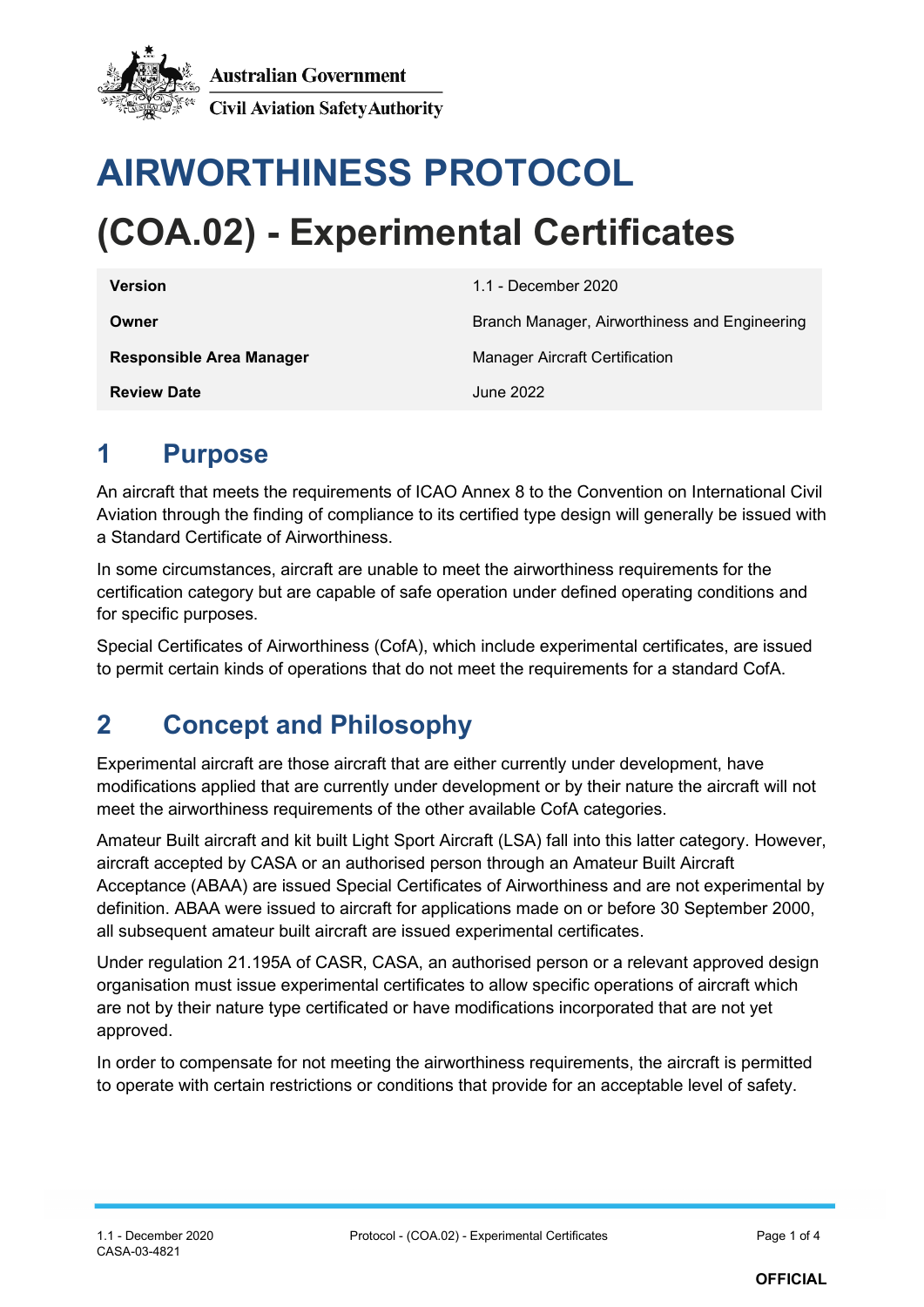Australian Government

Civil Aviation Safety Authority

# AIRWORTHINESS PROTOCOL

# (COA.02) - Experimental Certificates

| | |
|---|---|
| **Version** | 1.1 - December 2020 |
| **Owner** | Branch Manager, Airworthiness and Engineering |
| **Responsible Area Manager** | Manager Aircraft Certification |
| **Review Date** | June 2022 |

## 1 Purpose

An aircraft that meets the requirements of ICAO Annex 8 to the Convention on International Civil Aviation through the finding of compliance to its certified type design will generally be issued with a Standard Certificate of Airworthiness.

In some circumstances, aircraft are unable to meet the airworthiness requirements for the certification category but are capable of safe operation under defined operating conditions and for specific purposes.

Special Certificates of Airworthiness (CofA), which include experimental certificates, are issued to permit certain kinds of operations that do not meet the requirements for a standard CofA.

## 2 Concept and Philosophy

Experimental aircraft are those aircraft that are either currently under development, have modifications applied that are currently under development or by their nature the aircraft will not meet the airworthiness requirements of the other available CofA categories.

Amateur Built aircraft and kit built Light Sport Aircraft (LSA) fall into this latter category. However, aircraft accepted by CASA or an authorised person through an Amateur Built Aircraft Acceptance (ABAA) are issued Special Certificates of Airworthiness and are not experimental by definition. ABAA were issued to aircraft for applications made on or before 30 September 2000, all subsequent amateur built aircraft are issued experimental certificates.

Under regulation 21.195A of CASR, CASA, an authorised person or a relevant approved design organisation must issue experimental certificates to allow specific operations of aircraft which are not by their nature type certificated or have modifications incorporated that are not yet approved.

In order to compensate for not meeting the airworthiness requirements, the aircraft is permitted to operate with certain restrictions or conditions that provide for an acceptable level of safety.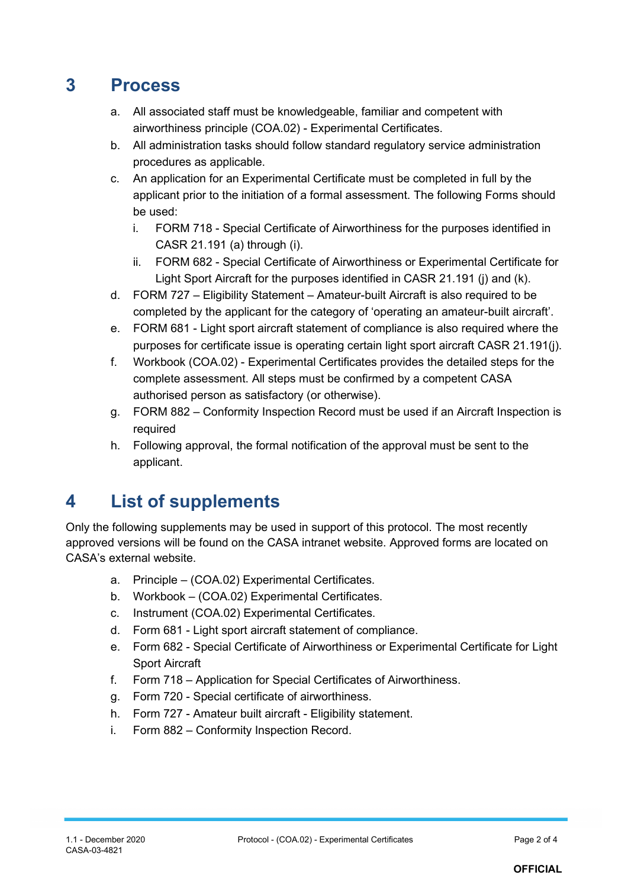# 3 Process

a. All associated staff must be knowledgeable, familiar and competent with airworthiness principle (COA.02) - Experimental Certificates.

b. All administration tasks should follow standard regulatory service administration procedures as applicable.

c. An application for an Experimental Certificate must be completed in full by the applicant prior to the initiation of a formal assessment. The following Forms should be used:

   i. FORM 718 - Special Certificate of Airworthiness for the purposes identified in CASR 21.191 (a) through (i).

   ii. FORM 682 - Special Certificate of Airworthiness or Experimental Certificate for Light Sport Aircraft for the purposes identified in CASR 21.191 (j) and (k).

d. FORM 727 – Eligibility Statement – Amateur-built Aircraft is also required to be completed by the applicant for the category of 'operating an amateur-built aircraft'.

e. FORM 681 - Light sport aircraft statement of compliance is also required where the purposes for certificate issue is operating certain light sport aircraft CASR 21.191(j).

f. Workbook (COA.02) - Experimental Certificates provides the detailed steps for the complete assessment. All steps must be confirmed by a competent CASA authorised person as satisfactory (or otherwise).

g. FORM 882 – Conformity Inspection Record must be used if an Aircraft Inspection is required

h. Following approval, the formal notification of the approval must be sent to the applicant.

# 4 List of supplements

Only the following supplements may be used in support of this protocol. The most recently approved versions will be found on the CASA intranet website. Approved forms are located on CASA's external website.

a. Principle – (COA.02) Experimental Certificates.

b. Workbook – (COA.02) Experimental Certificates.

c. Instrument (COA.02) Experimental Certificates.

d. Form 681 - Light sport aircraft statement of compliance.

e. Form 682 - Special Certificate of Airworthiness or Experimental Certificate for Light Sport Aircraft

f. Form 718 – Application for Special Certificates of Airworthiness.

g. Form 720 - Special certificate of airworthiness.

h. Form 727 - Amateur built aircraft - Eligibility statement.

i. Form 882 – Conformity Inspection Record.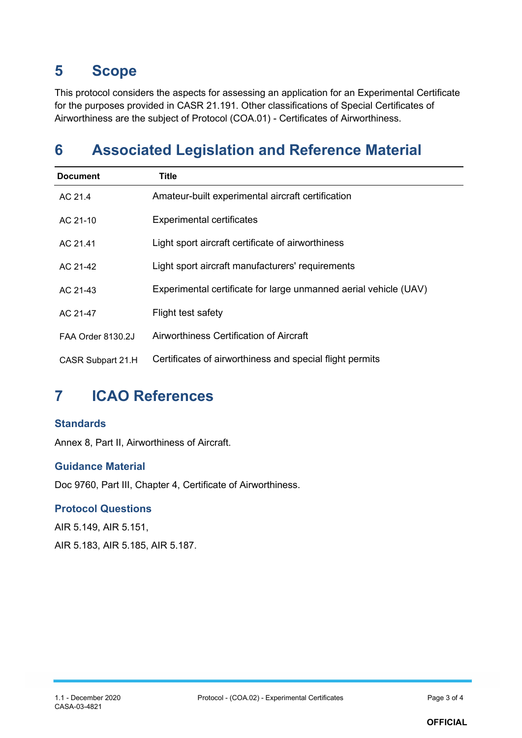# 5 Scope

This protocol considers the aspects for assessing an application for an Experimental Certificate for the purposes provided in CASR 21.191. Other classifications of Special Certificates of Airworthiness are the subject of Protocol (COA.01) - Certificates of Airworthiness.

# 6 Associated Legislation and Reference Material

| Document | Title |
| --- | --- |
| AC 21.4 | Amateur-built experimental aircraft certification |
| AC 21-10 | Experimental certificates |
| AC 21.41 | Light sport aircraft certificate of airworthiness |
| AC 21-42 | Light sport aircraft manufacturers' requirements |
| AC 21-43 | Experimental certificate for large unmanned aerial vehicle (UAV) |
| AC 21-47 | Flight test safety |
| FAA Order 8130.2J | Airworthiness Certification of Aircraft |
| CASR Subpart 21.H | Certificates of airworthiness and special flight permits |

# 7 ICAO References

### Standards

Annex 8, Part II, Airworthiness of Aircraft.

### Guidance Material

Doc 9760, Part III, Chapter 4, Certificate of Airworthiness.

### Protocol Questions

AIR 5.149, AIR 5.151,

AIR 5.183, AIR 5.185, AIR 5.187.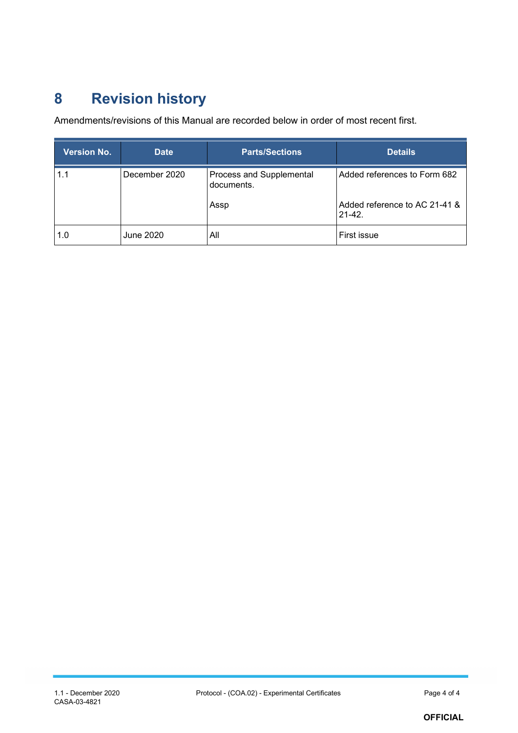# 8 Revision history

Amendments/revisions of this Manual are recorded below in order of most recent first.

| Version No. | Date | Parts/Sections | Details |
|---|---|---|---|
| 1.1 | December 2020 | Process and Supplemental documents.<br><br>Assp | Added references to Form 682<br><br>Added reference to AC 21-41 & 21-42. |
| 1.0 | June 2020 | All | First issue |